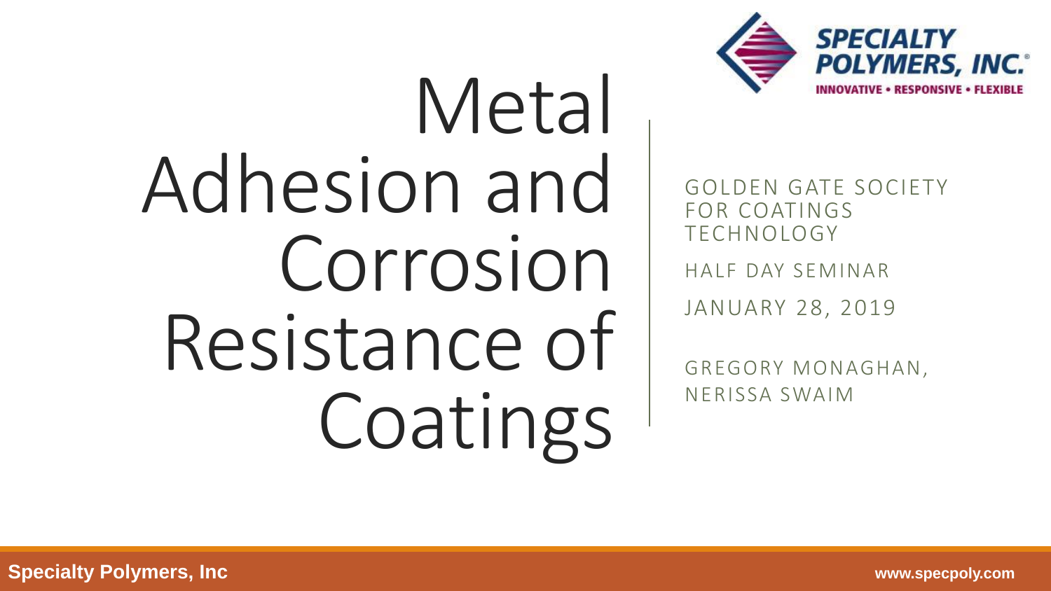# Metal Adhesion and Corrosion Resistance of Coatings

**SPECIALTY POLYMERS, INC.**

INNOVATIVE • RESPONSIVE • FLEXIBLE

GOLDEN GATE SOCIETY FOR COATINGS TECHNOLOGY

HALF DAY SEMINAR

JANUARY 28, 2019

GREGORY MONAGHAN, NERISSA SWAIM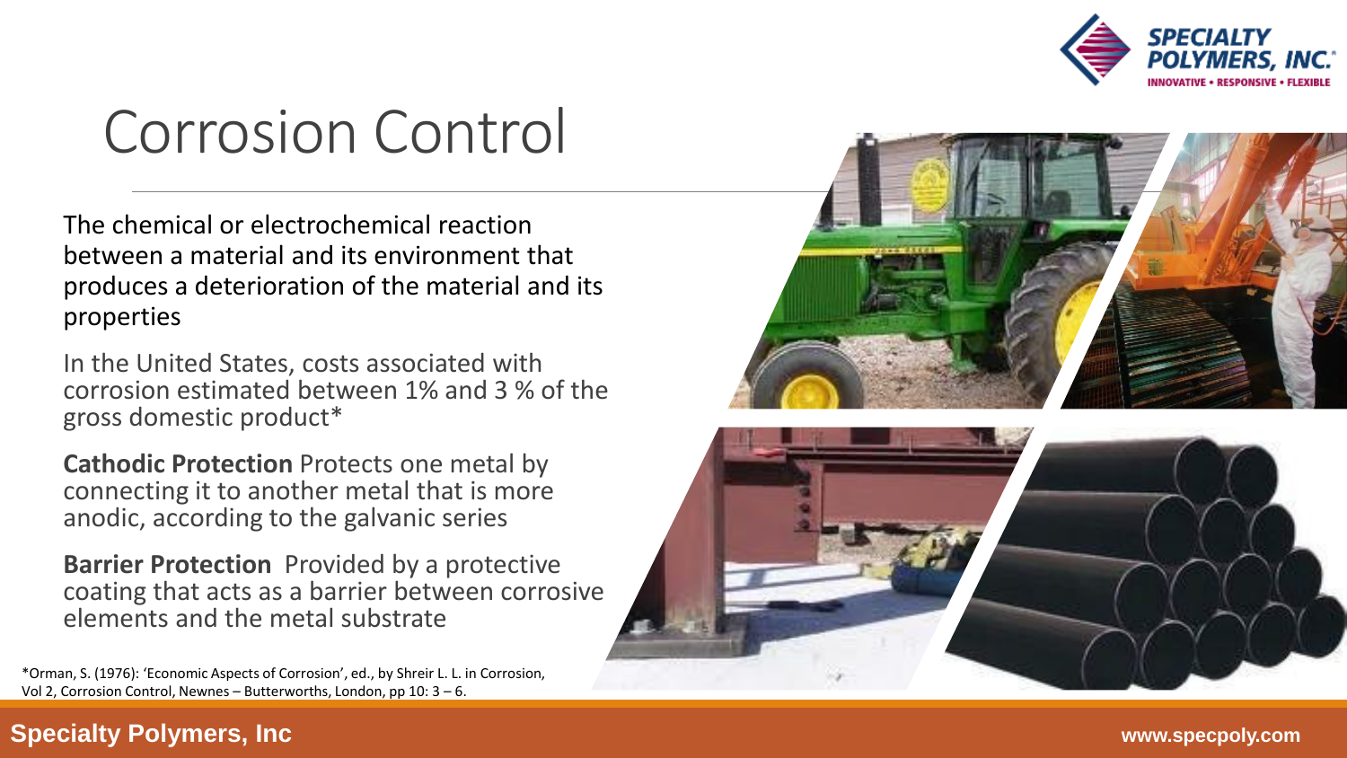# Corrosion Control

The chemical or electrochemical reaction between a material and its environment that produces a deterioration of the material and its properties

In the United States, costs associated with corrosion estimated between 1% and 3 % of the gross domestic product*

**Cathodic Protection** Protects one metal by connecting it to another metal that is more anodic, according to the galvanic series

**Barrier Protection** Provided by a protective coating that acts as a barrier between corrosive elements and the metal substrate

*Orman, S. (1976): 'Economic Aspects of Corrosion', ed., by Shreir L. L. in Corrosion, Vol 2, Corrosion Control, Newnes – Butterworths, London, pp 10: 3 – 6.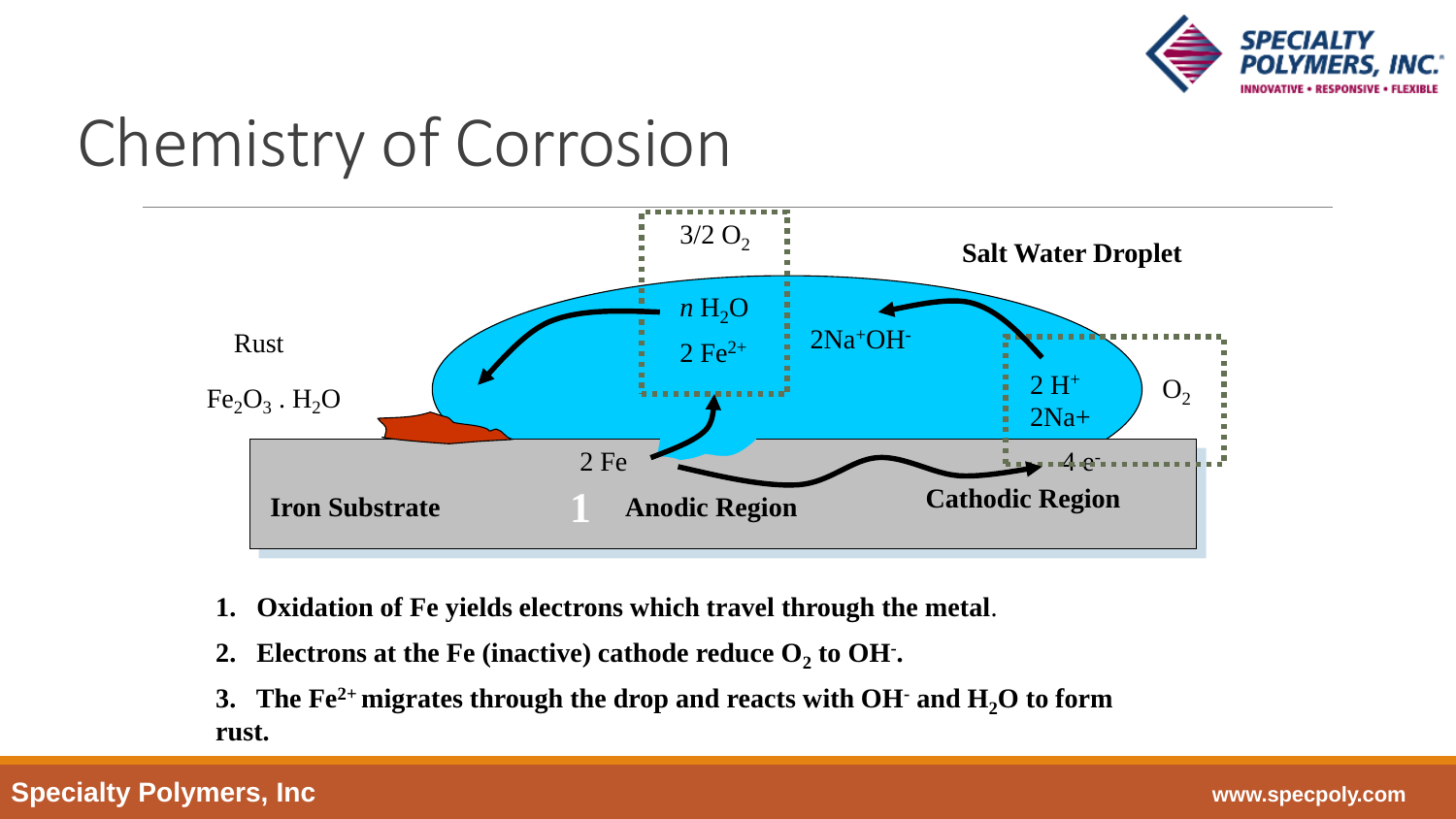# Chemistry of Corrosion

Salt Water Droplet

$3/2\ O_2$

$n\ H_2O$

$2\ Fe^{2+}$

$2Na^+OH^-$

Rust

$Fe_2O_3 . H_2O$

$2\ H^+$

$2Na+$

$O_2$

$2\ Fe$

$4\ e^-$

Iron Substrate

1

Anodic Region

Cathodic Region

1. **Oxidation of Fe yields electrons which travel through the metal**.
2. **Electrons at the Fe (inactive) cathode reduce $O_2$ to $OH^-$.**
3. **The $Fe^{2+}$ migrates through the drop and reacts with $OH^-$ and $H_2O$ to form rust.**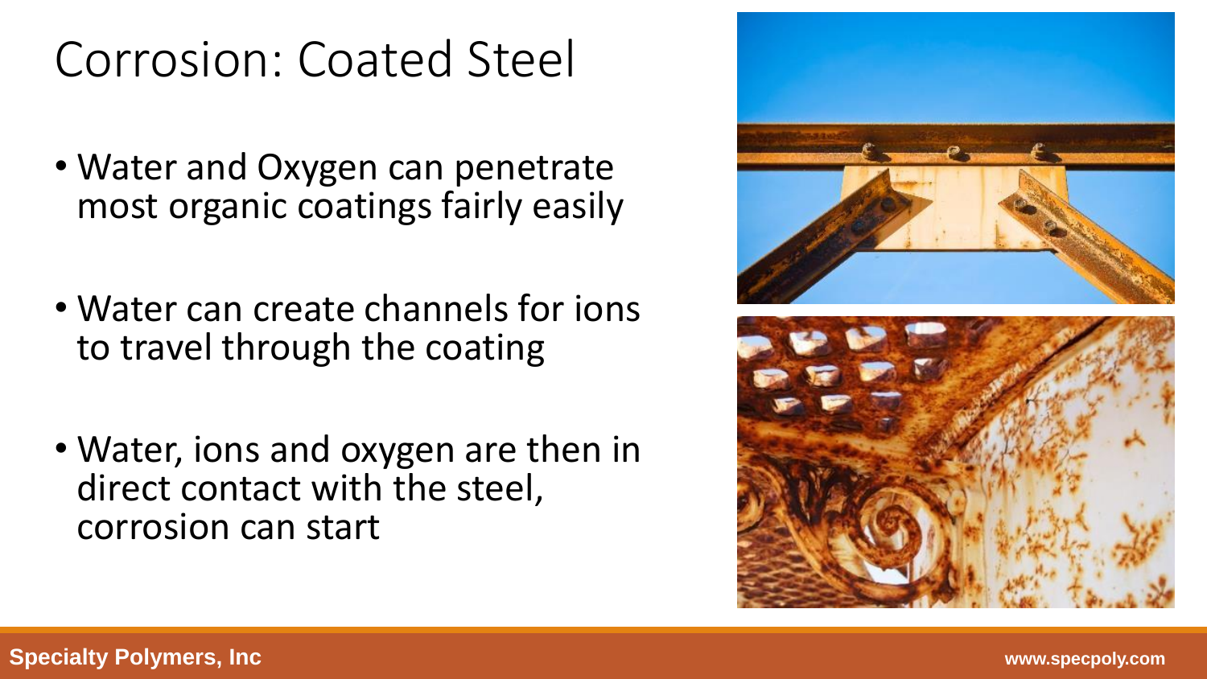# Corrosion: Coated Steel

- Water and Oxygen can penetrate most organic coatings fairly easily
- Water can create channels for ions to travel through the coating
- Water, ions and oxygen are then in direct contact with the steel, corrosion can start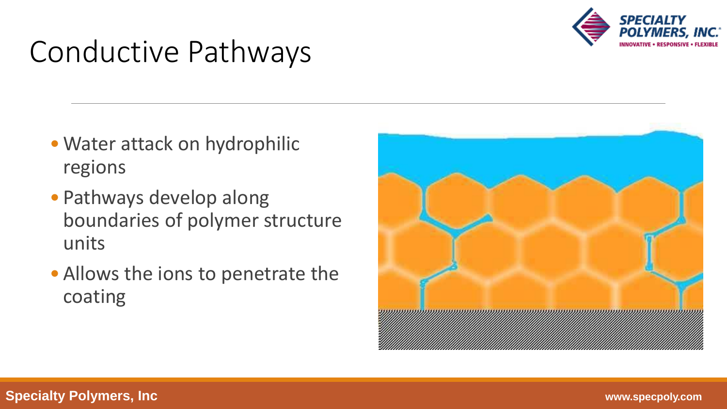# Conductive Pathways

- Water attack on hydrophilic regions
- Pathways develop along boundaries of polymer structure units
- Allows the ions to penetrate the coating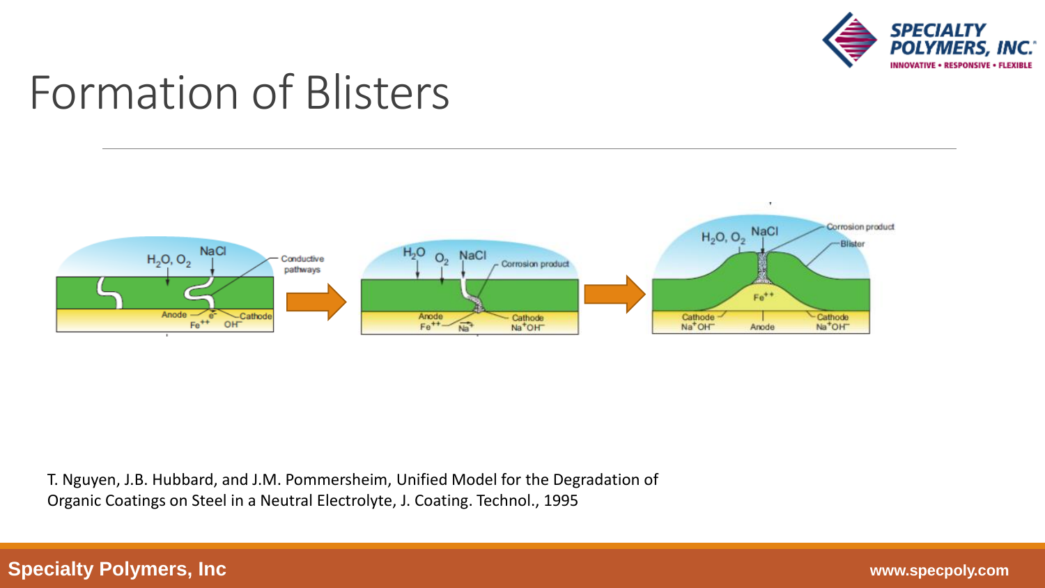# Formation of Blisters

T. Nguyen, J.B. Hubbard, and J.M. Pommersheim, Unified Model for the Degradation of Organic Coatings on Steel in a Neutral Electrolyte, J. Coating. Technol., 1995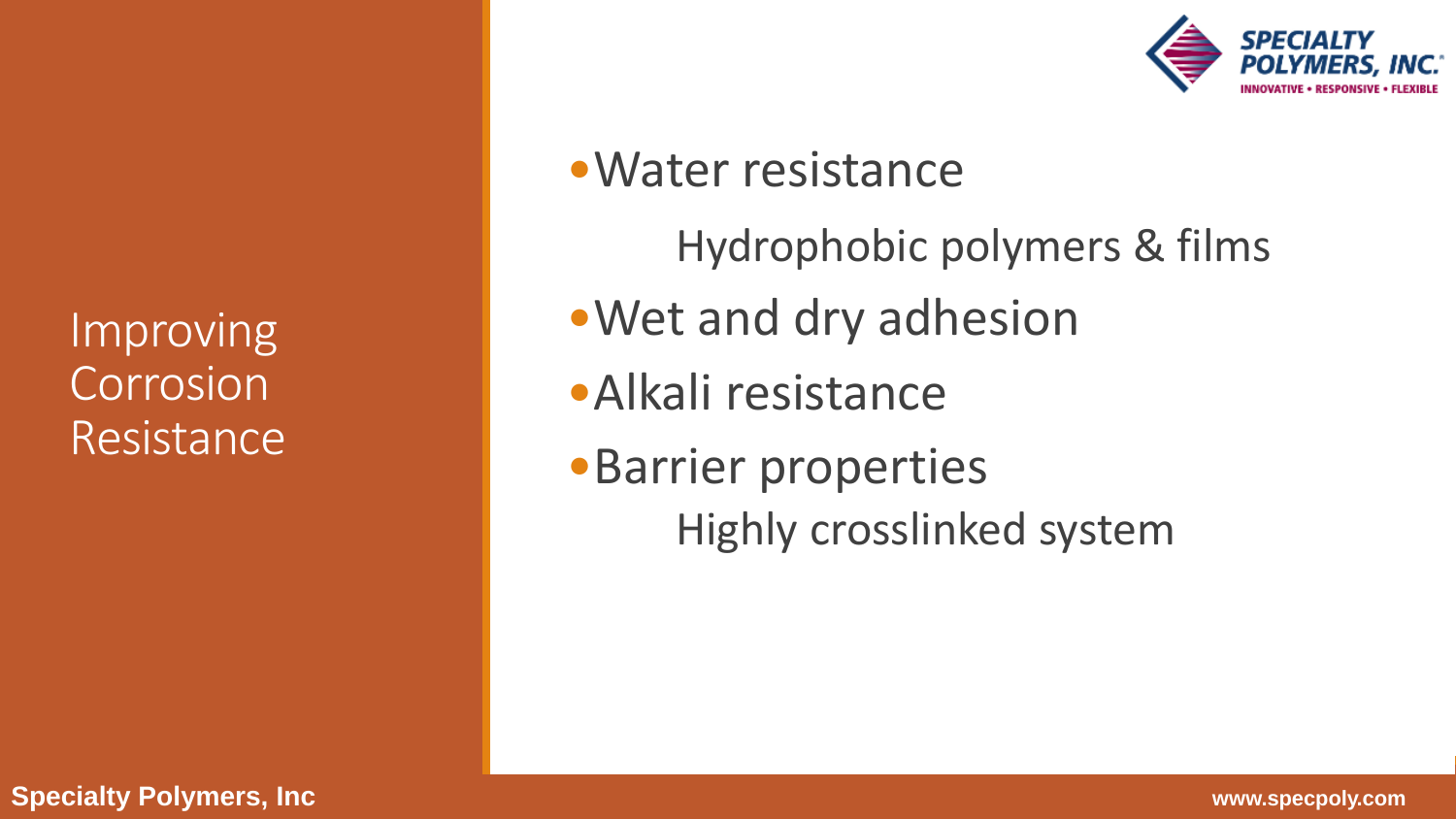# Improving Corrosion Resistance

- Water resistance
  - Hydrophobic polymers & films
- Wet and dry adhesion
- Alkali resistance
- Barrier properties
  - Highly crosslinked system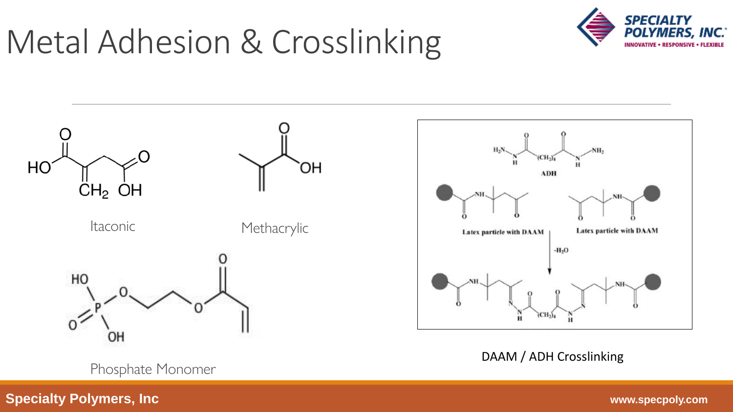# Metal Adhesion & Crosslinking

Itaconic

Methacrylic

Phosphate Monomer

DAAM / ADH Crosslinking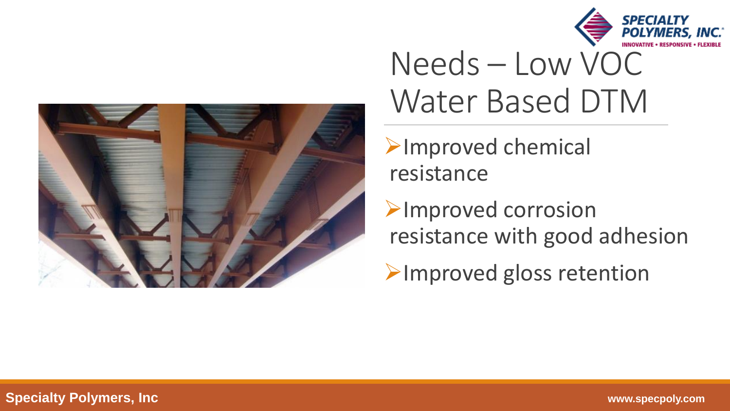# Needs – Low VOC Water Based DTM

- Improved chemical resistance
- Improved corrosion resistance with good adhesion
- Improved gloss retention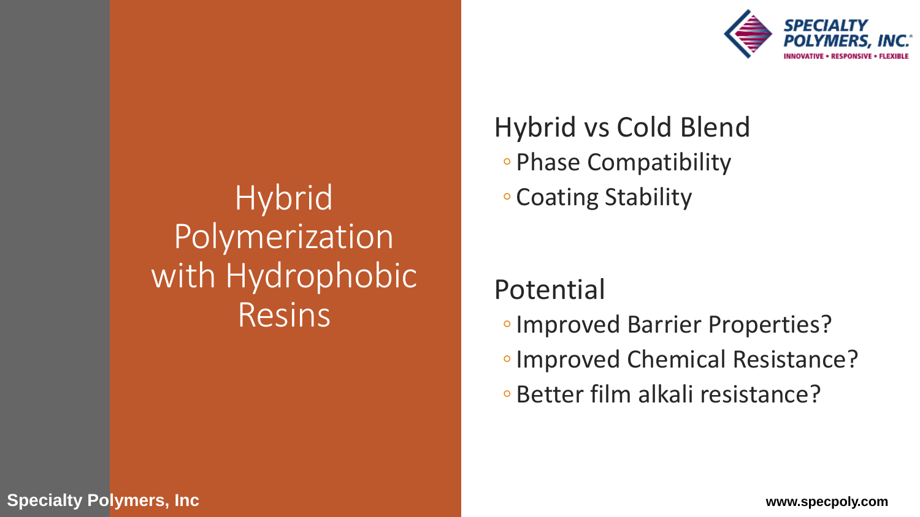# Hybrid Polymerization with Hydrophobic Resins

## Hybrid vs Cold Blend

- Phase Compatibility
- Coating Stability

## Potential

- Improved Barrier Properties?
- Improved Chemical Resistance?
- Better film alkali resistance?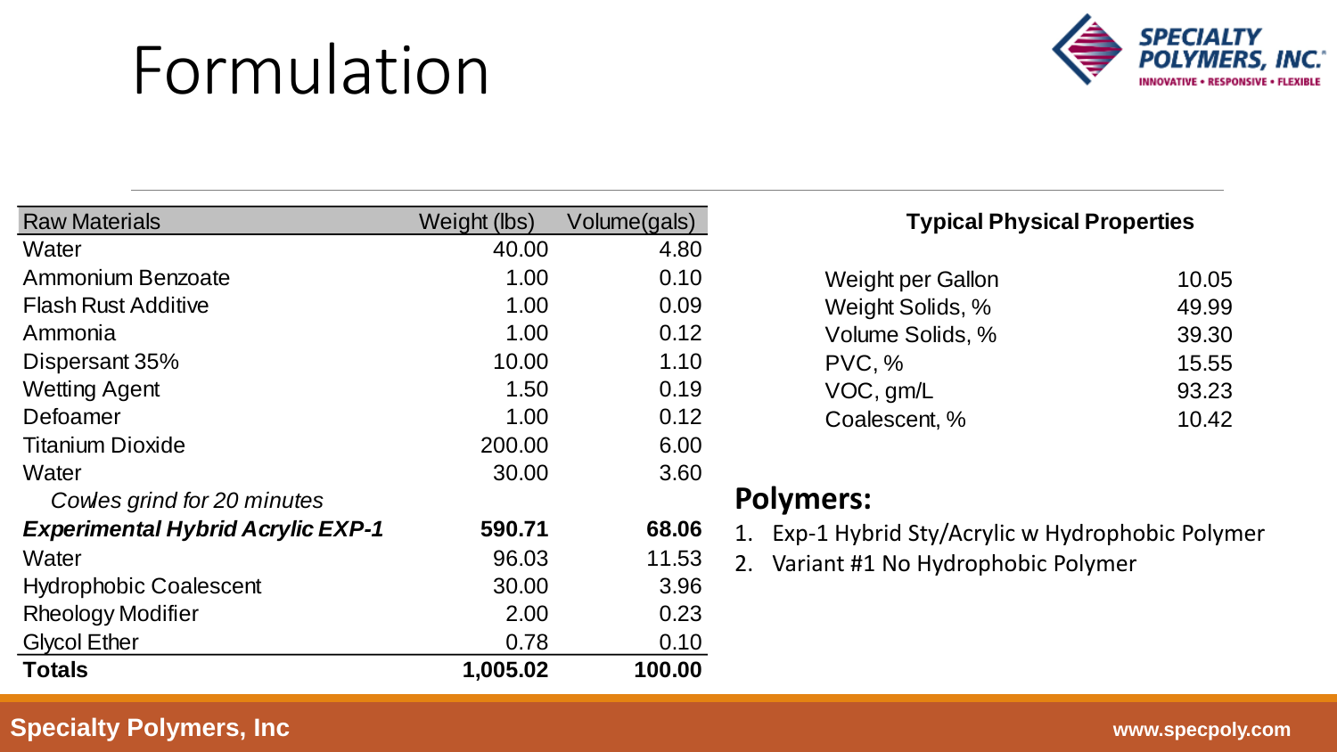# Formulation

| Raw Materials | Weight (lbs) | Volume(gals) |
|---|---|---|
| Water | 40.00 | 4.80 |
| Ammonium Benzoate | 1.00 | 0.10 |
| Flash Rust Additive | 1.00 | 0.09 |
| Ammonia | 1.00 | 0.12 |
| Dispersant 35% | 10.00 | 1.10 |
| Wetting Agent | 1.50 | 0.19 |
| Defoamer | 1.00 | 0.12 |
| Titanium Dioxide | 200.00 | 6.00 |
| Water | 30.00 | 3.60 |
| *Cowles grind for 20 minutes* | | |
| ***Experimental Hybrid Acrylic EXP-1*** | **590.71** | **68.06** |
| Water | 96.03 | 11.53 |
| Hydrophobic Coalescent | 30.00 | 3.96 |
| Rheology Modifier | 2.00 | 0.23 |
| Glycol Ether | 0.78 | 0.10 |
| **Totals** | **1,005.02** | **100.00** |

**Typical Physical Properties**

| Property | Value |
|---|---|
| Weight per Gallon | 10.05 |
| Weight Solids, % | 49.99 |
| Volume Solids, % | 39.30 |
| PVC, % | 15.55 |
| VOC, gm/L | 93.23 |
| Coalescent, % | 10.42 |

## Polymers:

1. Exp-1 Hybrid Sty/Acrylic w Hydrophobic Polymer
2. Variant #1 No Hydrophobic Polymer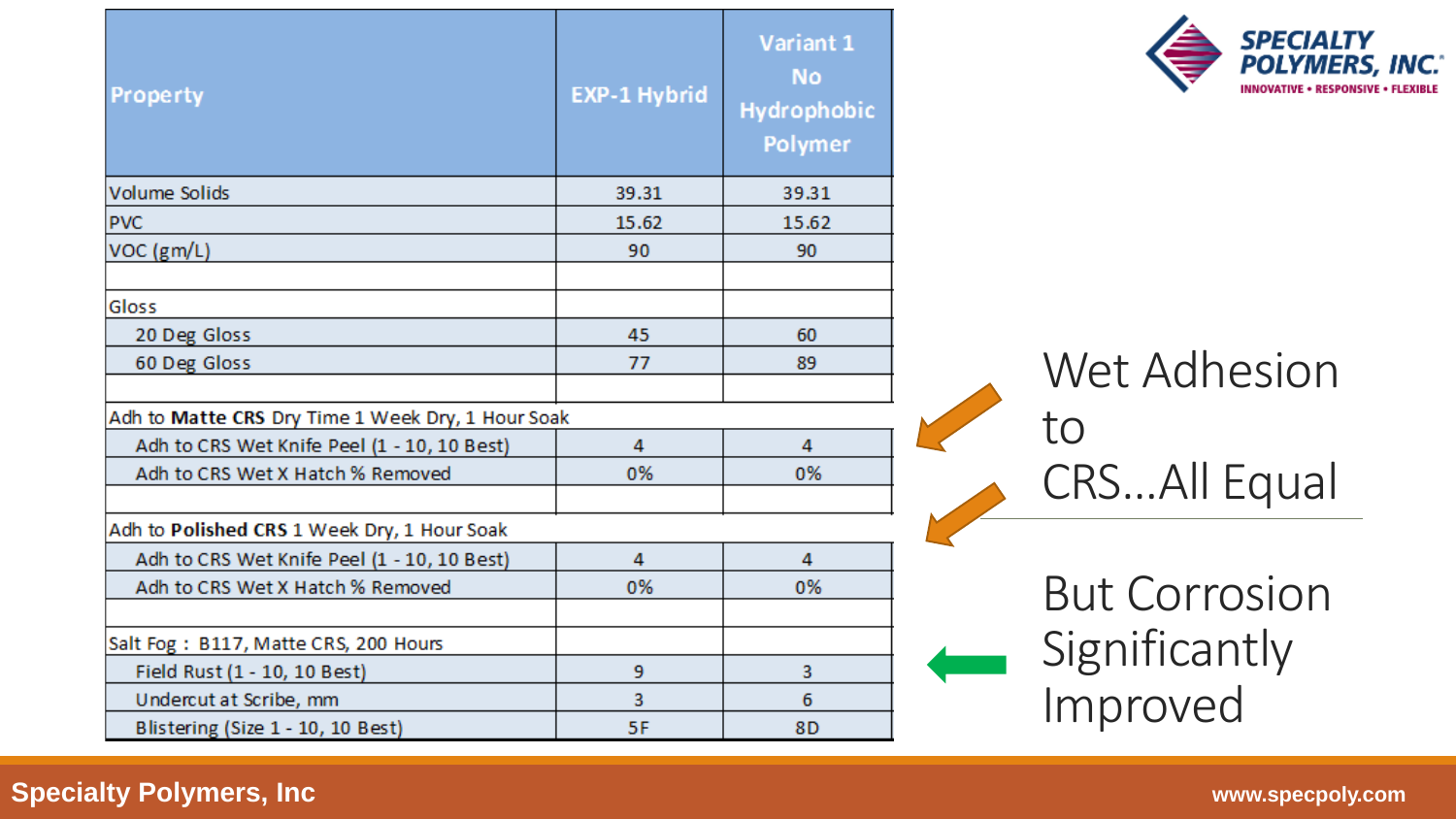| Property | EXP-1 Hybrid | Variant 1 No Hydrophobic Polymer |
|---|---|---|
| Volume Solids | 39.31 | 39.31 |
| PVC | 15.62 | 15.62 |
| VOC (gm/L) | 90 | 90 |
| | | |
| Gloss | | |
| 20 Deg Gloss | 45 | 60 |
| 60 Deg Gloss | 77 | 89 |
| | | |
| Adh to **Matte CRS** Dry Time 1 Week Dry, 1 Hour Soak | | |
| Adh to CRS Wet Knife Peel (1 - 10, 10 Best) | 4 | 4 |
| Adh to CRS Wet X Hatch % Removed | 0% | 0% |
| | | |
| Adh to **Polished CRS** 1 Week Dry, 1 Hour Soak | | |
| Adh to CRS Wet Knife Peel (1 - 10, 10 Best) | 4 | 4 |
| Adh to CRS Wet X Hatch % Removed | 0% | 0% |
| | | |
| Salt Fog : B117, Matte CRS, 200 Hours | | |
| Field Rust (1 - 10, 10 Best) | 9 | 3 |
| Undercut at Scribe, mm | 3 | 6 |
| Blistering (Size 1 - 10, 10 Best) | 5F | 8D |

Wet Adhesion to CRS…All Equal

But Corrosion Significantly Improved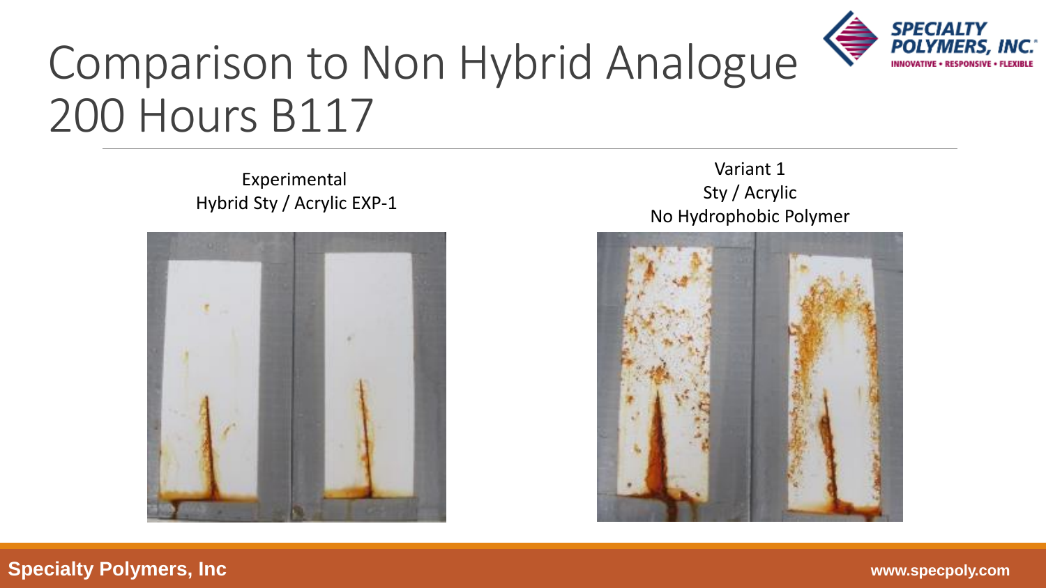# Comparison to Non Hybrid Analogue 200 Hours B117

Experimental
Hybrid Sty / Acrylic EXP-1

Variant 1
Sty / Acrylic
No Hydrophobic Polymer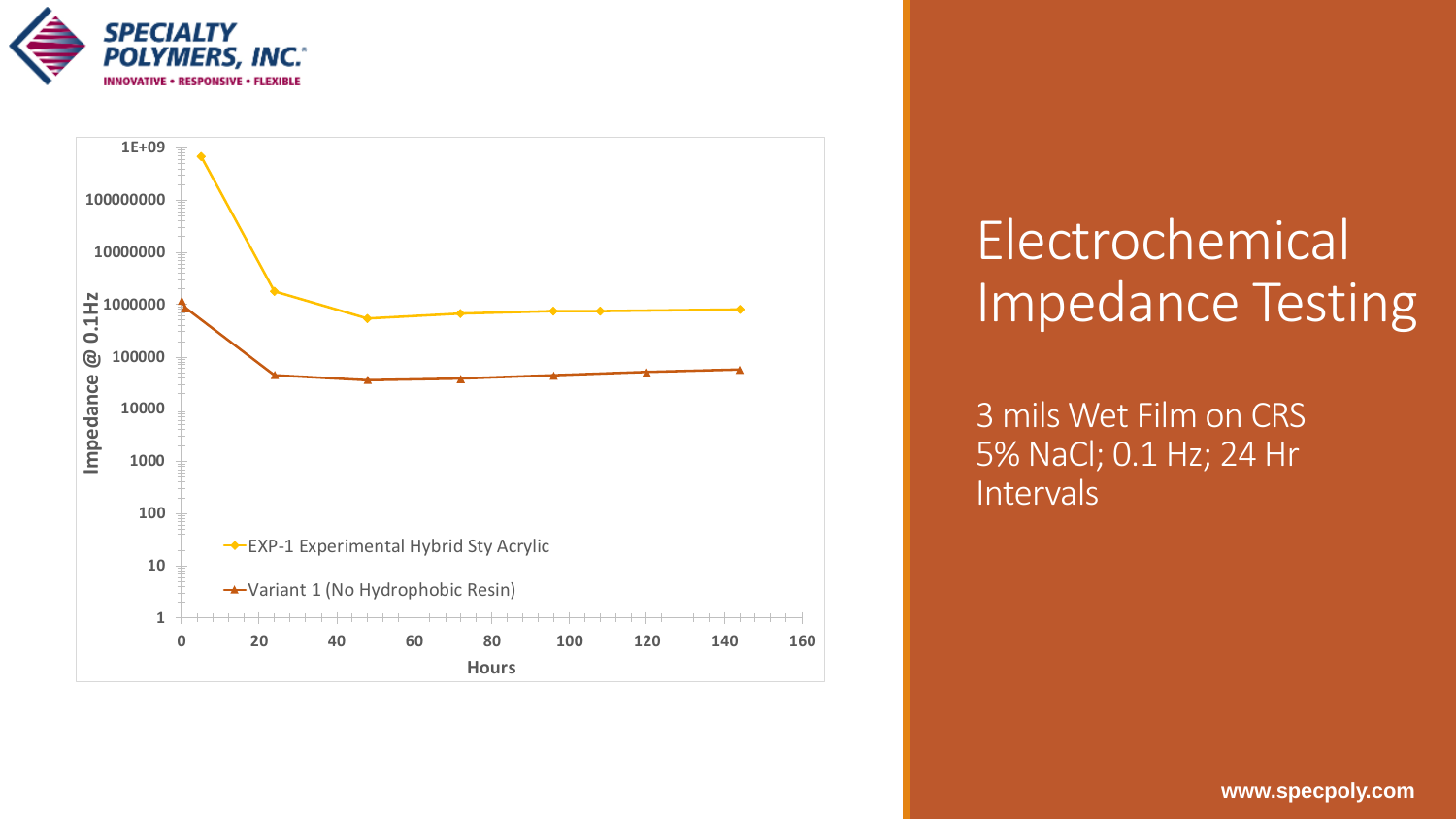# Electrochemical Impedance Testing

3 mils Wet Film on CRS
5% NaCl; 0.1 Hz; 24 Hr Intervals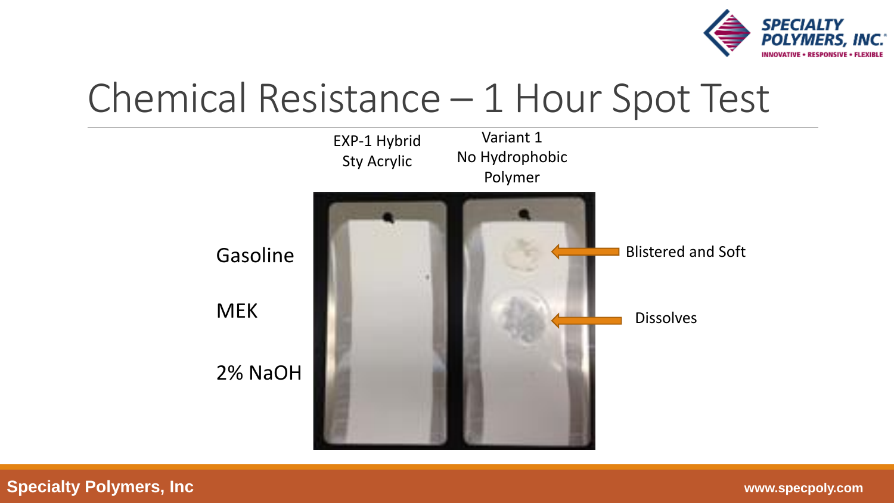# Chemical Resistance – 1 Hour Spot Test

| | EXP-1 Hybrid Sty Acrylic | Variant 1 No Hydrophobic Polymer |
|---|---|---|
| Gasoline | | Blistered and Soft |
| MEK | | Dissolves |
| 2% NaOH | | |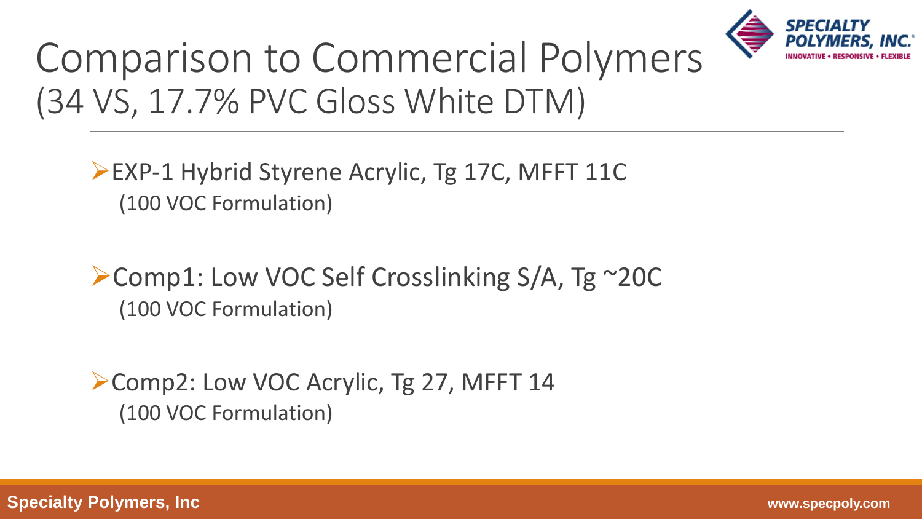# Comparison to Commercial Polymers
## (34 VS, 17.7% PVC Gloss White DTM)

- EXP-1 Hybrid Styrene Acrylic, Tg 17C, MFFT 11C
  (100 VOC Formulation)

- Comp1: Low VOC Self Crosslinking S/A, Tg ~20C
  (100 VOC Formulation)

- Comp2: Low VOC Acrylic, Tg 27, MFFT 14
  (100 VOC Formulation)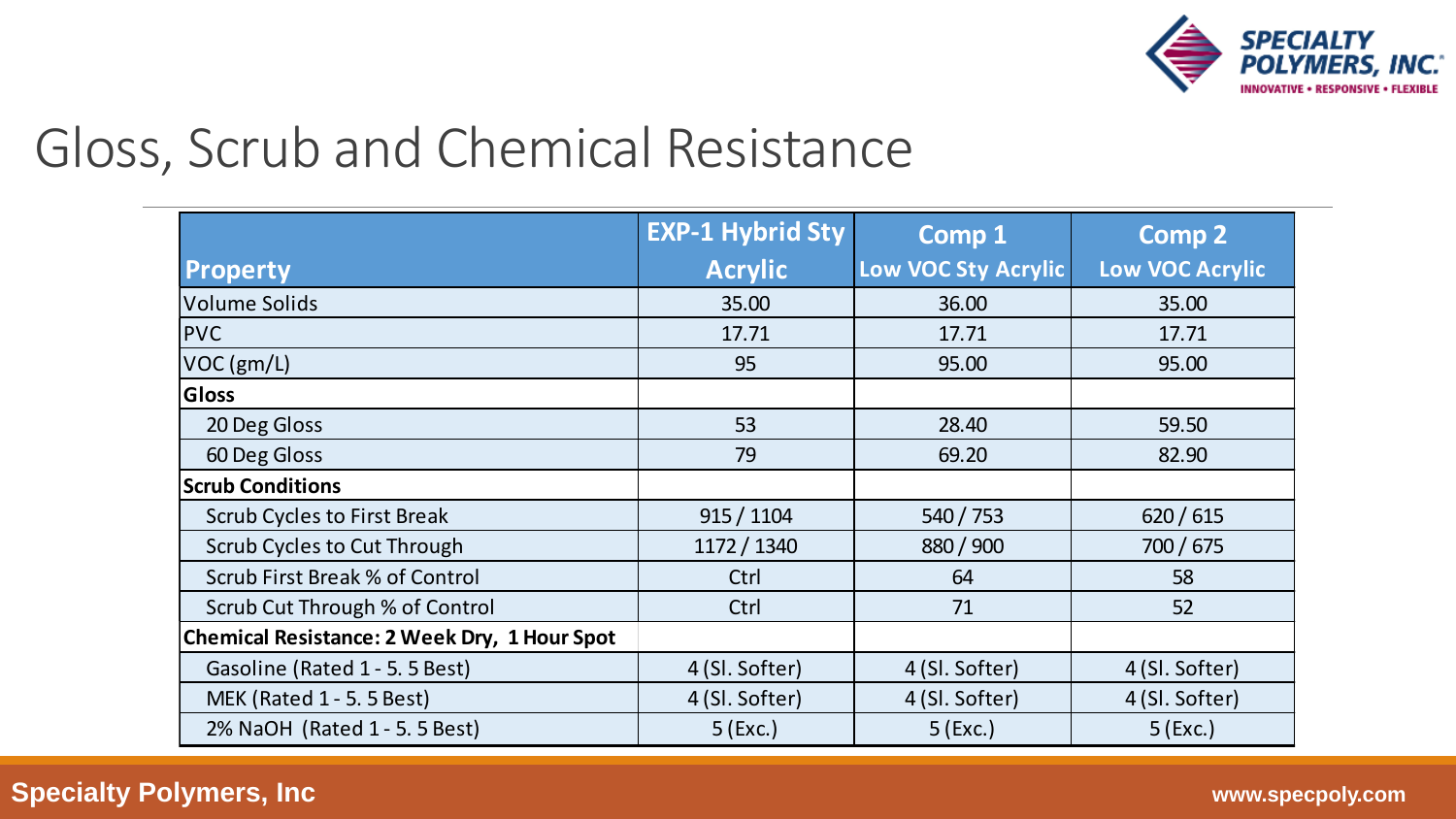# Gloss, Scrub and Chemical Resistance

| Property | EXP-1 Hybrid Sty Acrylic | Comp 1 Low VOC Sty Acrylic | Comp 2 Low VOC Acrylic |
|---|---|---|---|
| Volume Solids | 35.00 | 36.00 | 35.00 |
| PVC | 17.71 | 17.71 | 17.71 |
| VOC (gm/L) | 95 | 95.00 | 95.00 |
| **Gloss** | | | |
| 20 Deg Gloss | 53 | 28.40 | 59.50 |
| 60 Deg Gloss | 79 | 69.20 | 82.90 |
| **Scrub Conditions** | | | |
| Scrub Cycles to First Break | 915 / 1104 | 540 / 753 | 620 / 615 |
| Scrub Cycles to Cut Through | 1172 / 1340 | 880 / 900 | 700 / 675 |
| Scrub First Break % of Control | Ctrl | 64 | 58 |
| Scrub Cut Through % of Control | Ctrl | 71 | 52 |
| **Chemical Resistance: 2 Week Dry, 1 Hour Spot** | | | |
| Gasoline (Rated 1 - 5. 5 Best) | 4 (Sl. Softer) | 4 (Sl. Softer) | 4 (Sl. Softer) |
| MEK (Rated 1 - 5. 5 Best) | 4 (Sl. Softer) | 4 (Sl. Softer) | 4 (Sl. Softer) |
| 2% NaOH (Rated 1 - 5. 5 Best) | 5 (Exc.) | 5 (Exc.) | 5 (Exc.) |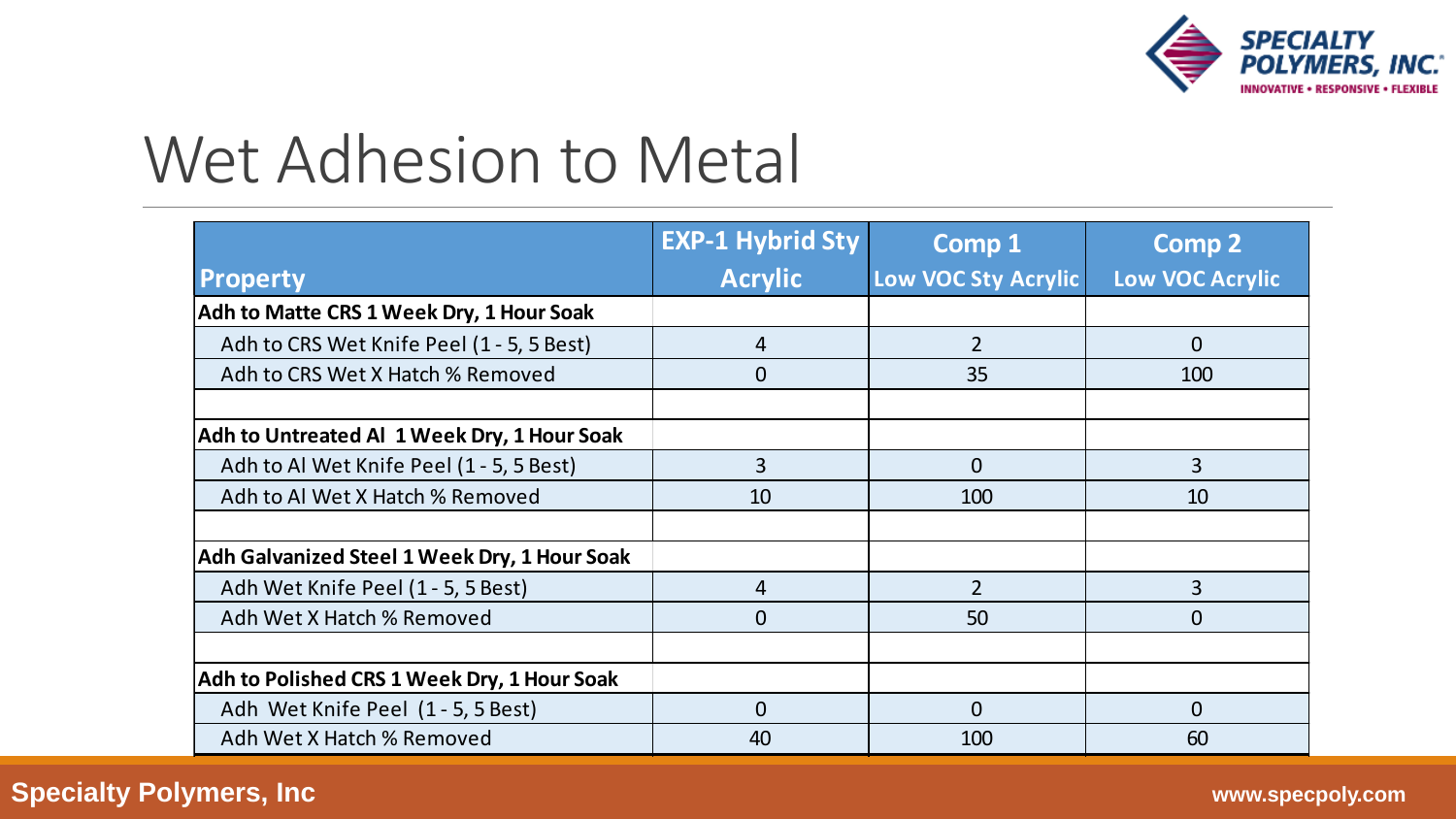# Wet Adhesion to Metal

| Property | EXP-1 Hybrid Sty Acrylic | Comp 1 Low VOC Sty Acrylic | Comp 2 Low VOC Acrylic |
|---|---|---|---|
| **Adh to Matte CRS 1 Week Dry, 1 Hour Soak** | | | |
| Adh to CRS Wet Knife Peel (1 - 5, 5 Best) | 4 | 2 | 0 |
| Adh to CRS Wet X Hatch % Removed | 0 | 35 | 100 |
| | | | |
| **Adh to Untreated Al 1 Week Dry, 1 Hour Soak** | | | |
| Adh to Al Wet Knife Peel (1 - 5, 5 Best) | 3 | 0 | 3 |
| Adh to Al Wet X Hatch % Removed | 10 | 100 | 10 |
| | | | |
| **Adh Galvanized Steel 1 Week Dry, 1 Hour Soak** | | | |
| Adh Wet Knife Peel (1 - 5, 5 Best) | 4 | 2 | 3 |
| Adh Wet X Hatch % Removed | 0 | 50 | 0 |
| | | | |
| **Adh to Polished CRS 1 Week Dry, 1 Hour Soak** | | | |
| Adh Wet Knife Peel (1 - 5, 5 Best) | 0 | 0 | 0 |
| Adh Wet X Hatch % Removed | 40 | 100 | 60 |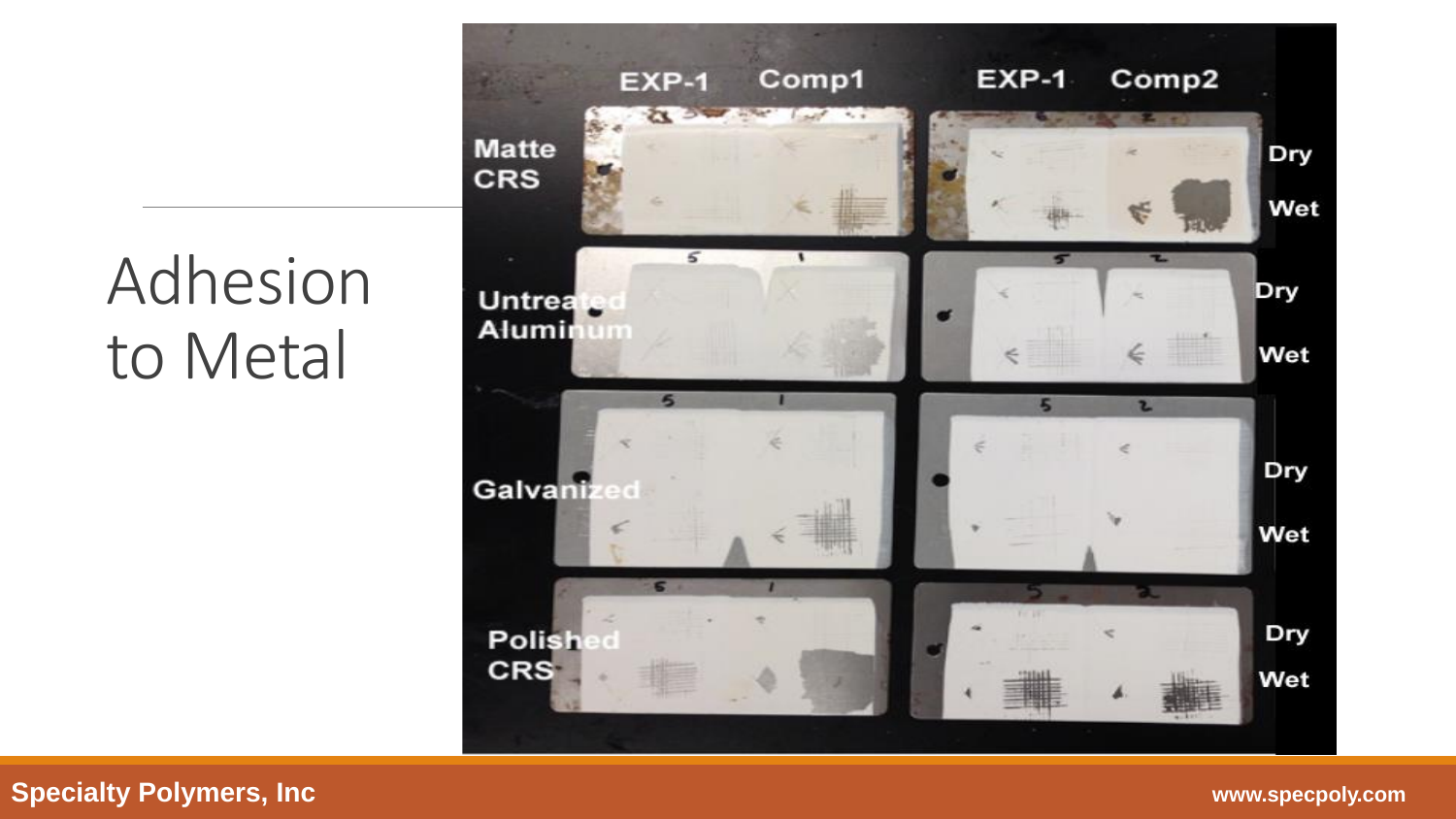# Adhesion to Metal

| | EXP-1 | Comp1 | EXP-1 | Comp2 | |
|---|---|---|---|---|---|
| Matte CRS | | | | | Dry / Wet |
| Untreated Aluminum | 5 | 1 | 5 | 2 | Dry / Wet |
| Galvanized | 5 | 1 | 5 | 2 | Dry / Wet |
| Polished CRS | 5 | 1 | 5 | 2 | Dry / Wet |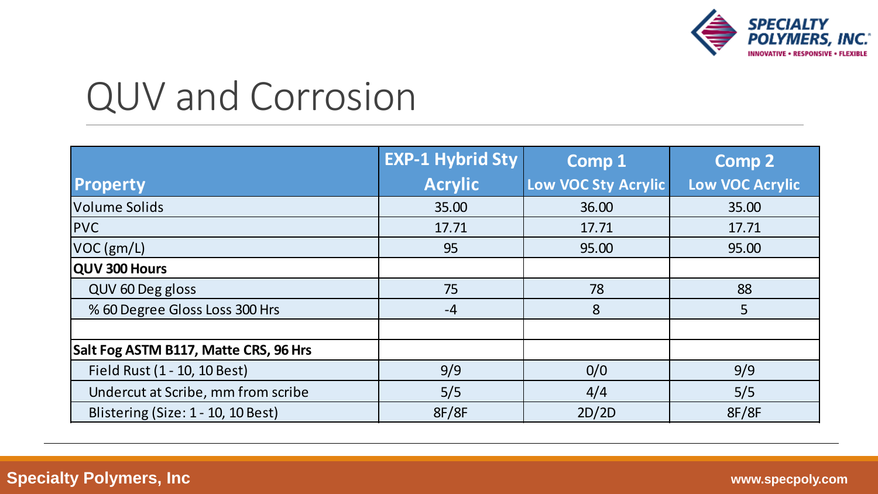# QUV and Corrosion

| Property | EXP-1 Hybrid Sty Acrylic | Comp 1 Low VOC Sty Acrylic | Comp 2 Low VOC Acrylic |
|---|---|---|---|
| Volume Solids | 35.00 | 36.00 | 35.00 |
| PVC | 17.71 | 17.71 | 17.71 |
| VOC (gm/L) | 95 | 95.00 | 95.00 |
| **QUV 300 Hours** | | | |
| QUV 60 Deg gloss | 75 | 78 | 88 |
| % 60 Degree Gloss Loss 300 Hrs | -4 | 8 | 5 |
| | | | |
| **Salt Fog ASTM B117, Matte CRS, 96 Hrs** | | | |
| Field Rust (1 - 10, 10 Best) | 9/9 | 0/0 | 9/9 |
| Undercut at Scribe, mm from scribe | 5/5 | 4/4 | 5/5 |
| Blistering (Size: 1 - 10, 10 Best) | 8F/8F | 2D/2D | 8F/8F |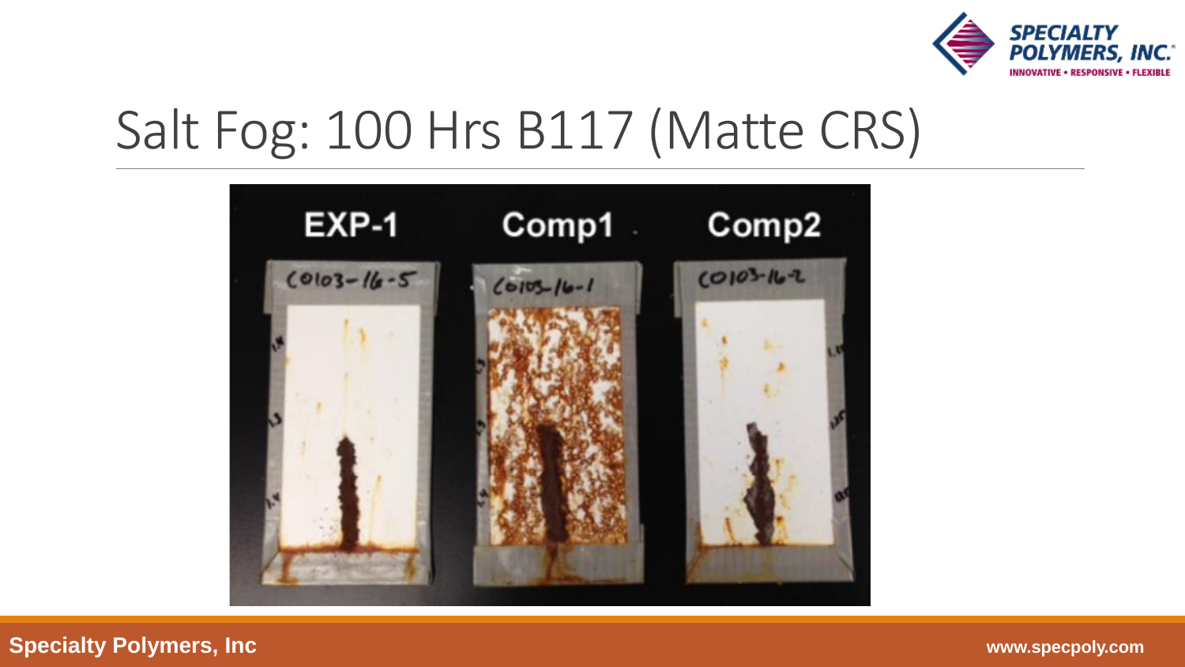# Salt Fog: 100 Hrs B117 (Matte CRS)

EXP-1 Comp1 Comp2

C0103-16-5 C0103-16-1 C0103-16-2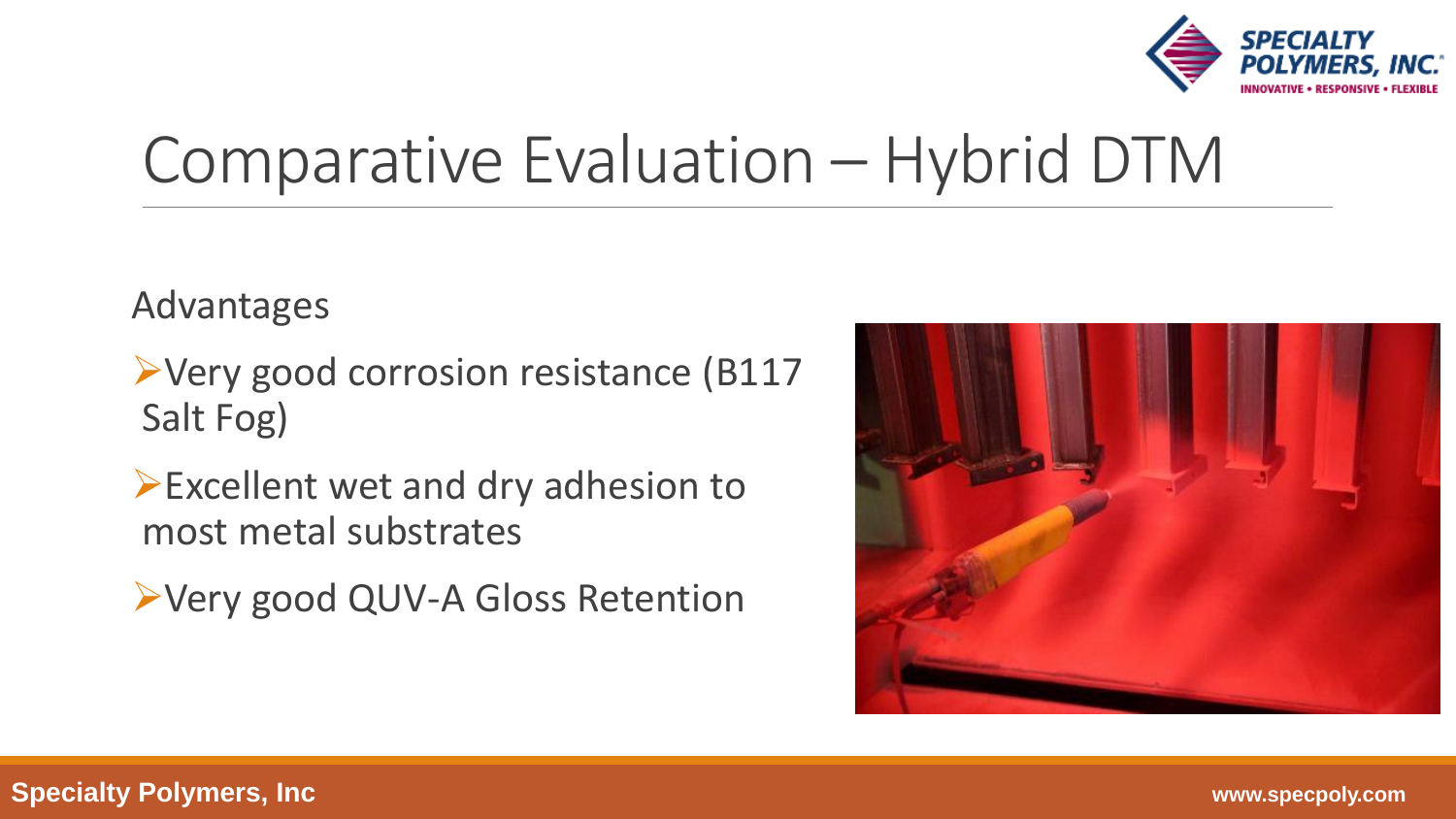# Comparative Evaluation – Hybrid DTM

Advantages

- Very good corrosion resistance (B117 Salt Fog)
- Excellent wet and dry adhesion to most metal substrates
- Very good QUV-A Gloss Retention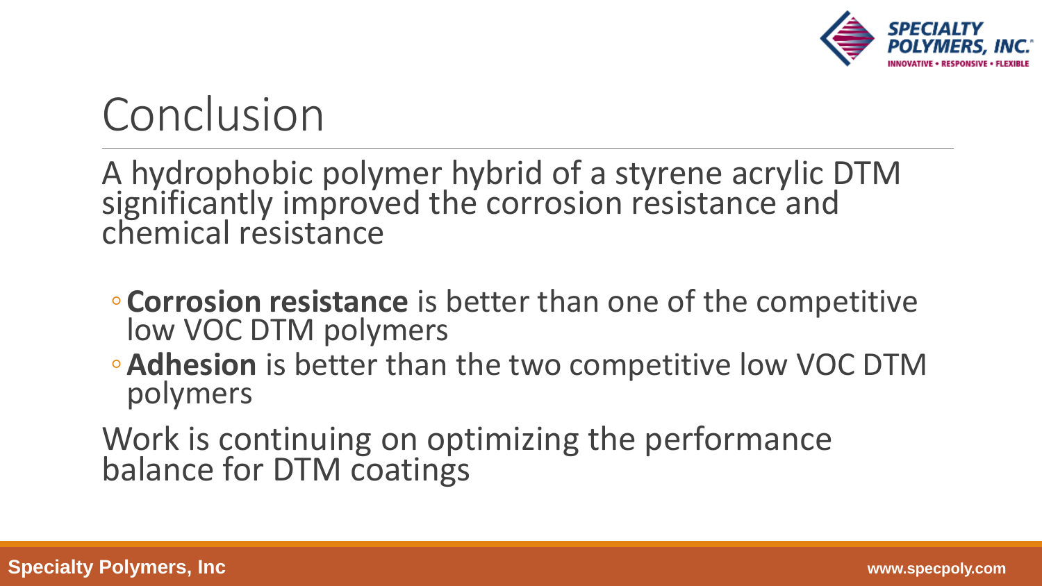# Conclusion

A hydrophobic polymer hybrid of a styrene acrylic DTM significantly improved the corrosion resistance and chemical resistance

- **Corrosion resistance** is better than one of the competitive low VOC DTM polymers
- **Adhesion** is better than the two competitive low VOC DTM polymers

Work is continuing on optimizing the performance balance for DTM coatings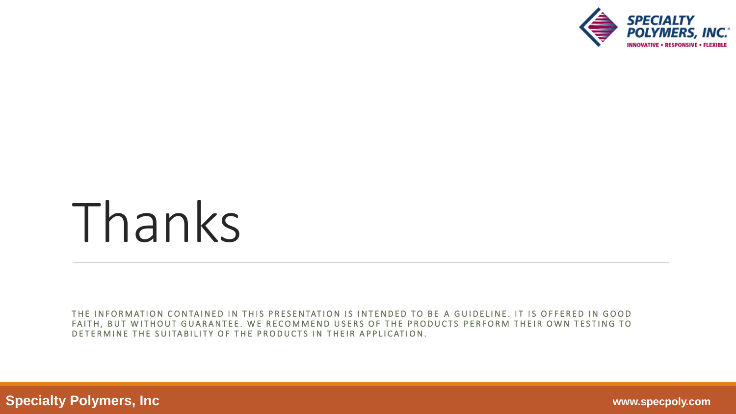# Thanks

THE INFORMATION CONTAINED IN THIS PRESENTATION IS INTENDED TO BE A GUIDELINE. IT IS OFFERED IN GOOD FAITH, BUT WITHOUT GUARANTEE. WE RECOMMEND USERS OF THE PRODUCTS PERFORM THEIR OWN TESTING TO DETERMINE THE SUITABILITY OF THE PRODUCTS IN THEIR APPLICATION.